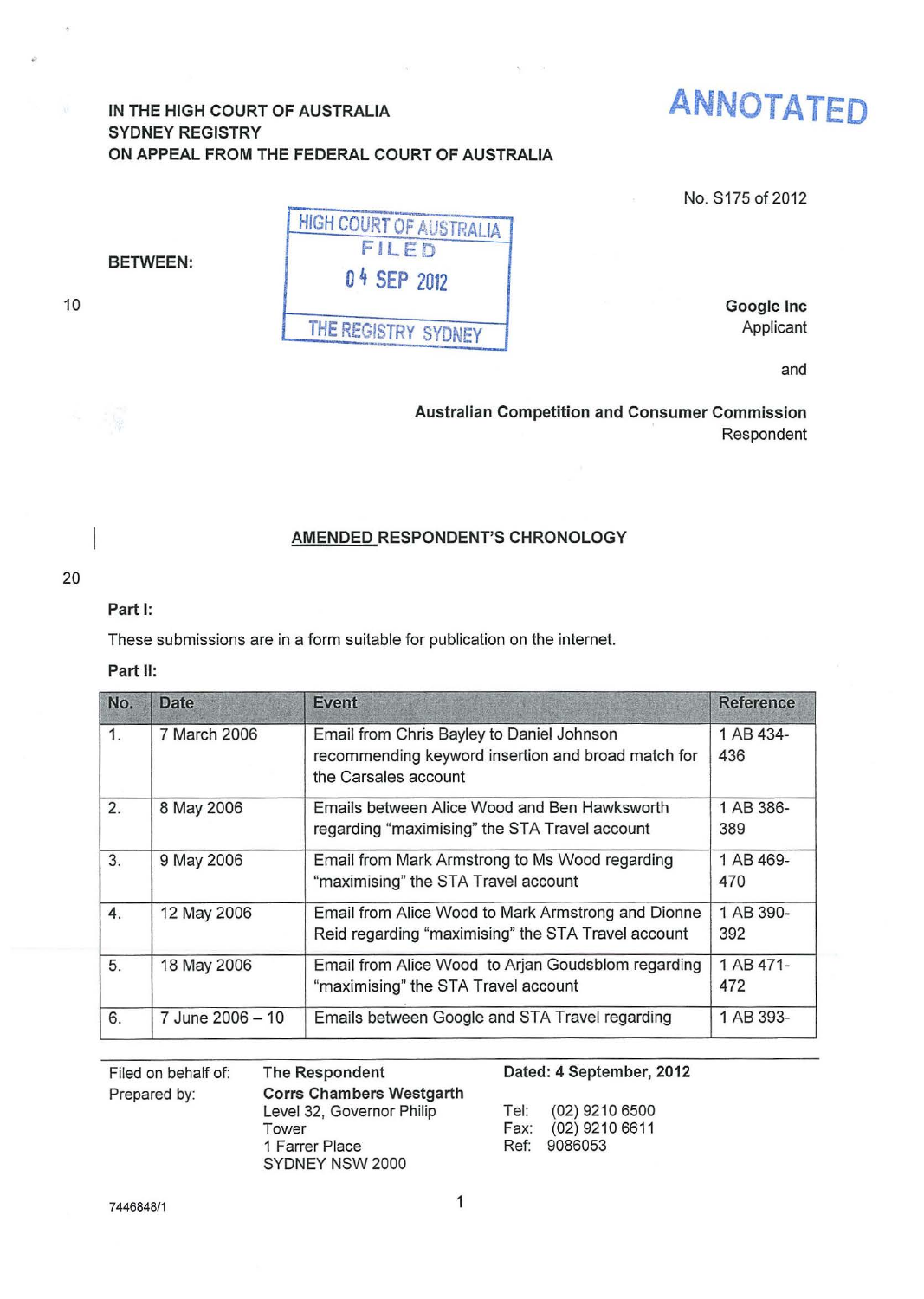ANNOTATED

IN THE HIGH COURT OF AUSTRALIA
SYDNEY REGISTRY
ON APPEAL FROM THE FEDERAL COURT OF AUSTRALIA

HIGH COURT OF AUSTRALIA
FILED
04 SEP 2012
THE REGISTRY SYDNEY

No. S175 of 2012

BETWEEN:

**Google Inc**
Applicant

and

**Australian Competition and Consumer Commission**
Respondent

## AMENDED RESPONDENT'S CHRONOLOGY

**Part I:**

These submissions are in a form suitable for publication on the internet.

**Part II:**

| No. | Date | Event | Reference |
|---|---|---|---|
| 1. | 7 March 2006 | Email from Chris Bayley to Daniel Johnson recommending keyword insertion and broad match for the Carsales account | 1 AB 434-436 |
| 2. | 8 May 2006 | Emails between Alice Wood and Ben Hawksworth regarding "maximising" the STA Travel account | 1 AB 386-389 |
| 3. | 9 May 2006 | Email from Mark Armstrong to Ms Wood regarding "maximising" the STA Travel account | 1 AB 469-470 |
| 4. | 12 May 2006 | Email from Alice Wood to Mark Armstrong and Dionne Reid regarding "maximising" the STA Travel account | 1 AB 390-392 |
| 5. | 18 May 2006 | Email from Alice Wood to Arjan Goudsblom regarding "maximising" the STA Travel account | 1 AB 471-472 |
| 6. | 7 June 2006 – 10 | Emails between Google and STA Travel regarding | 1 AB 393- |

Filed on behalf of: **The Respondent**
Prepared by: **Corrs Chambers Westgarth**
Level 32, Governor Philip Tower
1 Farrer Place
SYDNEY NSW 2000

**Dated: 4 September, 2012**

Tel: (02) 9210 6500
Fax: (02) 9210 6611
Ref: 9086053

7446848/1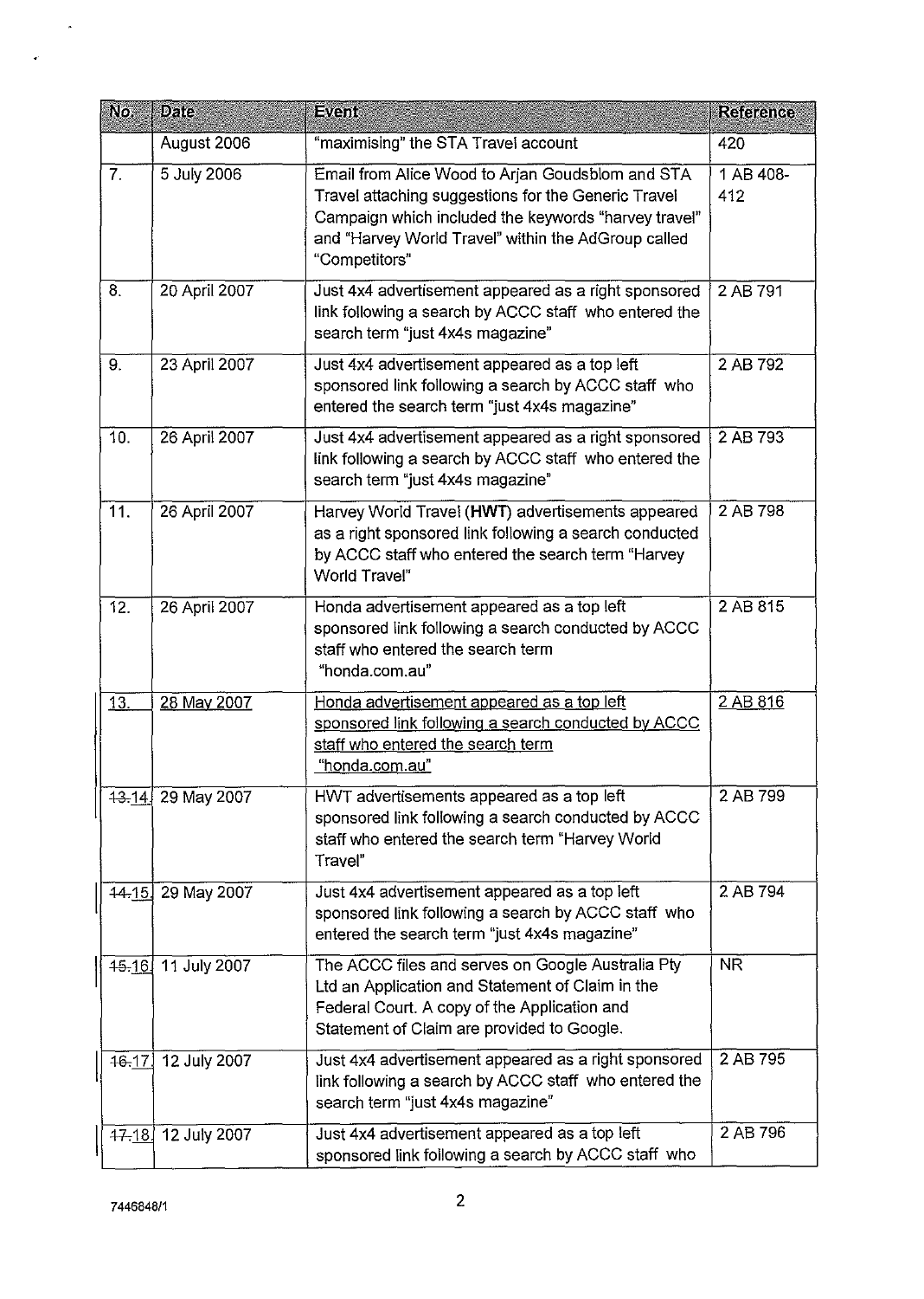| No. | Date | Event | Reference |
|---|---|---|---|
| | August 2006 | "maximising" the STA Travel account | 420 |
| 7. | 5 July 2006 | Email from Alice Wood to Arjan Goudsblom and STA Travel attaching suggestions for the Generic Travel Campaign which included the keywords "harvey travel" and "Harvey World Travel" within the AdGroup called "Competitors" | 1 AB 408-412 |
| 8. | 20 April 2007 | Just 4x4 advertisement appeared as a right sponsored link following a search by ACCC staff who entered the search term "just 4x4s magazine" | 2 AB 791 |
| 9. | 23 April 2007 | Just 4x4 advertisement appeared as a top left sponsored link following a search by ACCC staff who entered the search term "just 4x4s magazine" | 2 AB 792 |
| 10. | 26 April 2007 | Just 4x4 advertisement appeared as a right sponsored link following a search by ACCC staff who entered the search term "just 4x4s magazine" | 2 AB 793 |
| 11. | 26 April 2007 | Harvey World Travel (**HWT**) advertisements appeared as a right sponsored link following a search conducted by ACCC staff who entered the search term "Harvey World Travel" | 2 AB 798 |
| 12. | 26 April 2007 | Honda advertisement appeared as a top left sponsored link following a search conducted by ACCC staff who entered the search term "honda.com.au" | 2 AB 815 |
| 13. | 28 May 2007 | Honda advertisement appeared as a top left sponsored link following a search conducted by ACCC staff who entered the search term "honda.com.au" | 2 AB 816 |
| ~~13.~~14. | 29 May 2007 | HWT advertisements appeared as a top left sponsored link following a search conducted by ACCC staff who entered the search term "Harvey World Travel" | 2 AB 799 |
| ~~14.~~15. | 29 May 2007 | Just 4x4 advertisement appeared as a top left sponsored link following a search by ACCC staff who entered the search term "just 4x4s magazine" | 2 AB 794 |
| ~~15.~~16. | 11 July 2007 | The ACCC files and serves on Google Australia Pty Ltd an Application and Statement of Claim in the Federal Court. A copy of the Application and Statement of Claim are provided to Google. | NR |
| ~~16.~~17. | 12 July 2007 | Just 4x4 advertisement appeared as a right sponsored link following a search by ACCC staff who entered the search term "just 4x4s magazine" | 2 AB 795 |
| ~~17.~~18. | 12 July 2007 | Just 4x4 advertisement appeared as a top left sponsored link following a search by ACCC staff who | 2 AB 796 |

7446848/1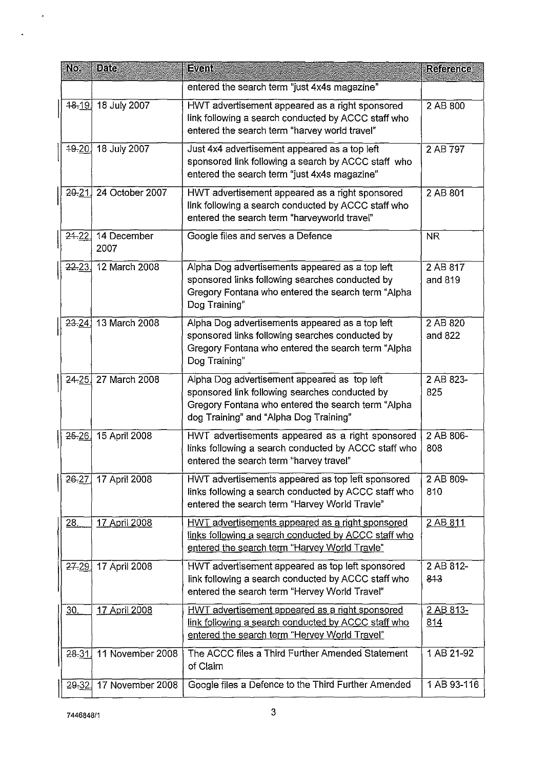| No. | Date | Event | Reference |
|---|---|---|---|
| | | entered the search term "just 4x4s magazine" | |
| ~~18.~~19. | 18 July 2007 | HWT advertisement appeared as a right sponsored link following a search conducted by ACCC staff who entered the search term "harvey world travel" | 2 AB 800 |
| ~~19.~~20. | 18 July 2007 | Just 4x4 advertisement appeared as a top left sponsored link following a search by ACCC staff who entered the search term "just 4x4s magazine" | 2 AB 797 |
| ~~20.~~21. | 24 October 2007 | HWT advertisement appeared as a right sponsored link following a search conducted by ACCC staff who entered the search term "harveyworld travel" | 2 AB 801 |
| ~~21.~~22. | 14 December 2007 | Google files and serves a Defence | NR |
| ~~22.~~23. | 12 March 2008 | Alpha Dog advertisements appeared as a top left sponsored links following searches conducted by Gregory Fontana who entered the search term "Alpha Dog Training" | 2 AB 817 and 819 |
| ~~23.~~24. | 13 March 2008 | Alpha Dog advertisements appeared as a top left sponsored links following searches conducted by Gregory Fontana who entered the search term "Alpha Dog Training" | 2 AB 820 and 822 |
| ~~24.~~25. | 27 March 2008 | Alpha Dog advertisement appeared as top left sponsored link following searches conducted by Gregory Fontana who entered the search term "Alpha dog Training" and "Alpha Dog Training" | 2 AB 823-825 |
| ~~25.~~26. | 15 April 2008 | HWT advertisements appeared as a right sponsored links following a search conducted by ACCC staff who entered the search term "harvey travel" | 2 AB 806-808 |
| ~~26.~~27. | 17 April 2008 | HWT advertisements appeared as top left sponsored links following a search conducted by ACCC staff who entered the search term "Harvey World Travle" | 2 AB 809-810 |
| <u>28.</u> | <u>17 April 2008</u> | <u>HWT advertisements appeared as a right sponsored links following a search conducted by ACCC staff who entered the search term "Harvey World Travle"</u> | <u>2 AB 811</u> |
| ~~27.~~29. | 17 April 2008 | HWT advertisement appeared as top left sponsored link following a search conducted by ACCC staff who entered the search term "Hervey World Travel" | 2 AB 812-~~813~~ |
| <u>30.</u> | <u>17 April 2008</u> | <u>HWT advertisement appeared as a right sponsored link following a search conducted by ACCC staff who entered the search term "Hervey World Travel"</u> | <u>2 AB 813-814</u> |
| ~~28.~~31. | 11 November 2008 | The ACCC files a Third Further Amended Statement of Claim | 1 AB 21-92 |
| ~~29.~~32. | 17 November 2008 | Google files a Defence to the Third Further Amended | 1 AB 93-116 |

7446848/1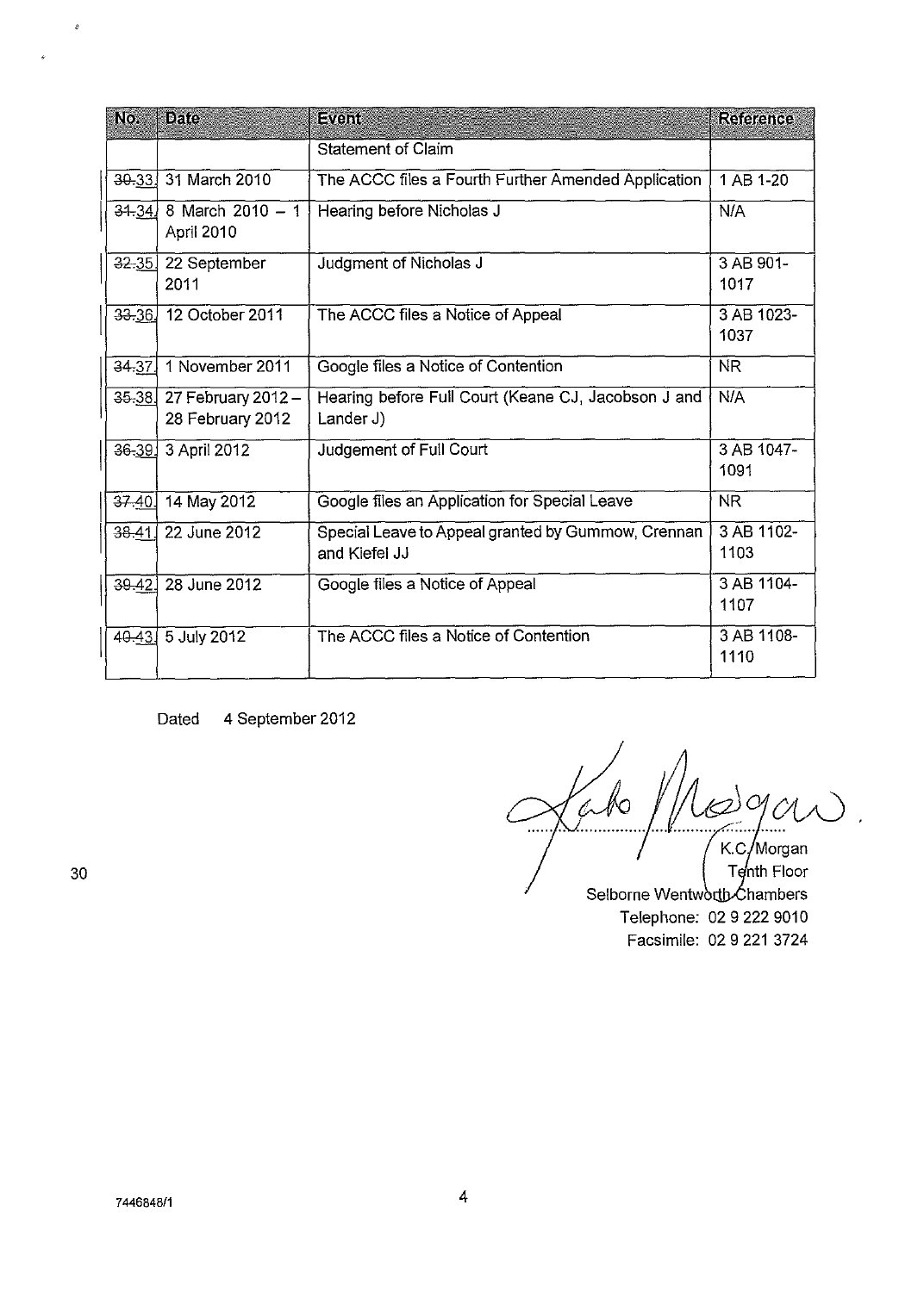| No. | Date | Event | Reference |
|---|---|---|---|
| | | Statement of Claim | |
| ~~30~~ 33. | 31 March 2010 | The ACCC files a Fourth Further Amended Application | 1 AB 1-20 |
| ~~31~~ 34. | 8 March 2010 – 1 April 2010 | Hearing before Nicholas J | N/A |
| ~~32~~ 35. | 22 September 2011 | Judgment of Nicholas J | 3 AB 901-1017 |
| ~~33~~ 36. | 12 October 2011 | The ACCC files a Notice of Appeal | 3 AB 1023-1037 |
| ~~34~~ 37. | 1 November 2011 | Google files a Notice of Contention | NR |
| ~~35~~ 38. | 27 February 2012 – 28 February 2012 | Hearing before Full Court (Keane CJ, Jacobson J and Lander J) | N/A |
| ~~36~~ 39. | 3 April 2012 | Judgement of Full Court | 3 AB 1047-1091 |
| ~~37~~ 40. | 14 May 2012 | Google files an Application for Special Leave | NR |
| ~~38~~ 41. | 22 June 2012 | Special Leave to Appeal granted by Gummow, Crennan and Kiefel JJ | 3 AB 1102-1103 |
| ~~39~~ 42. | 28 June 2012 | Google files a Notice of Appeal | 3 AB 1104-1107 |
| ~~40~~ 43. | 5 July 2012 | The ACCC files a Notice of Contention | 3 AB 1108-1110 |

Dated 4 September 2012

K.C. Morgan
Tenth Floor
Selborne Wentworth Chambers
Telephone: 02 9 222 9010
Facsimile: 02 9 221 3724

7446848/1